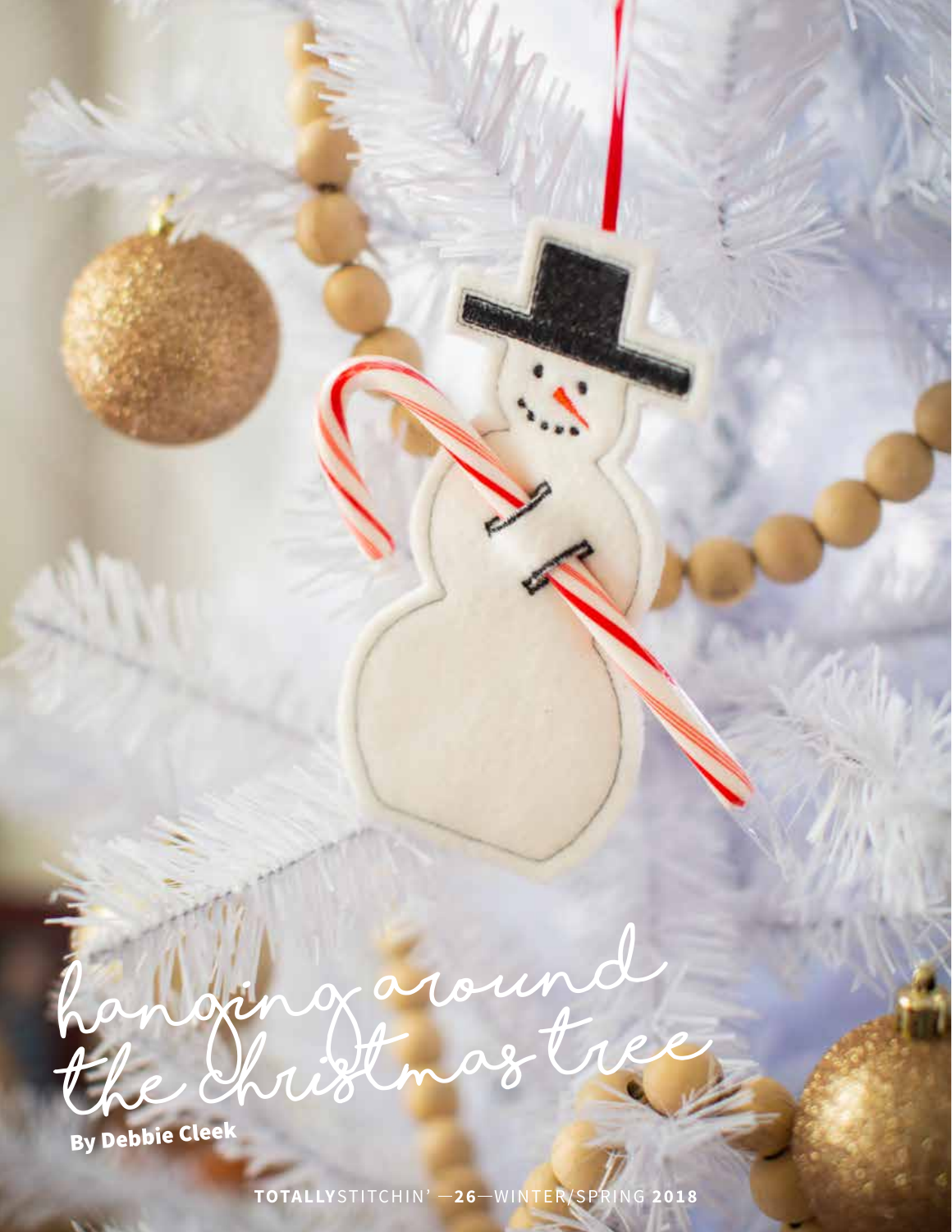# hanging around the christmas tree

By Debbie Cleek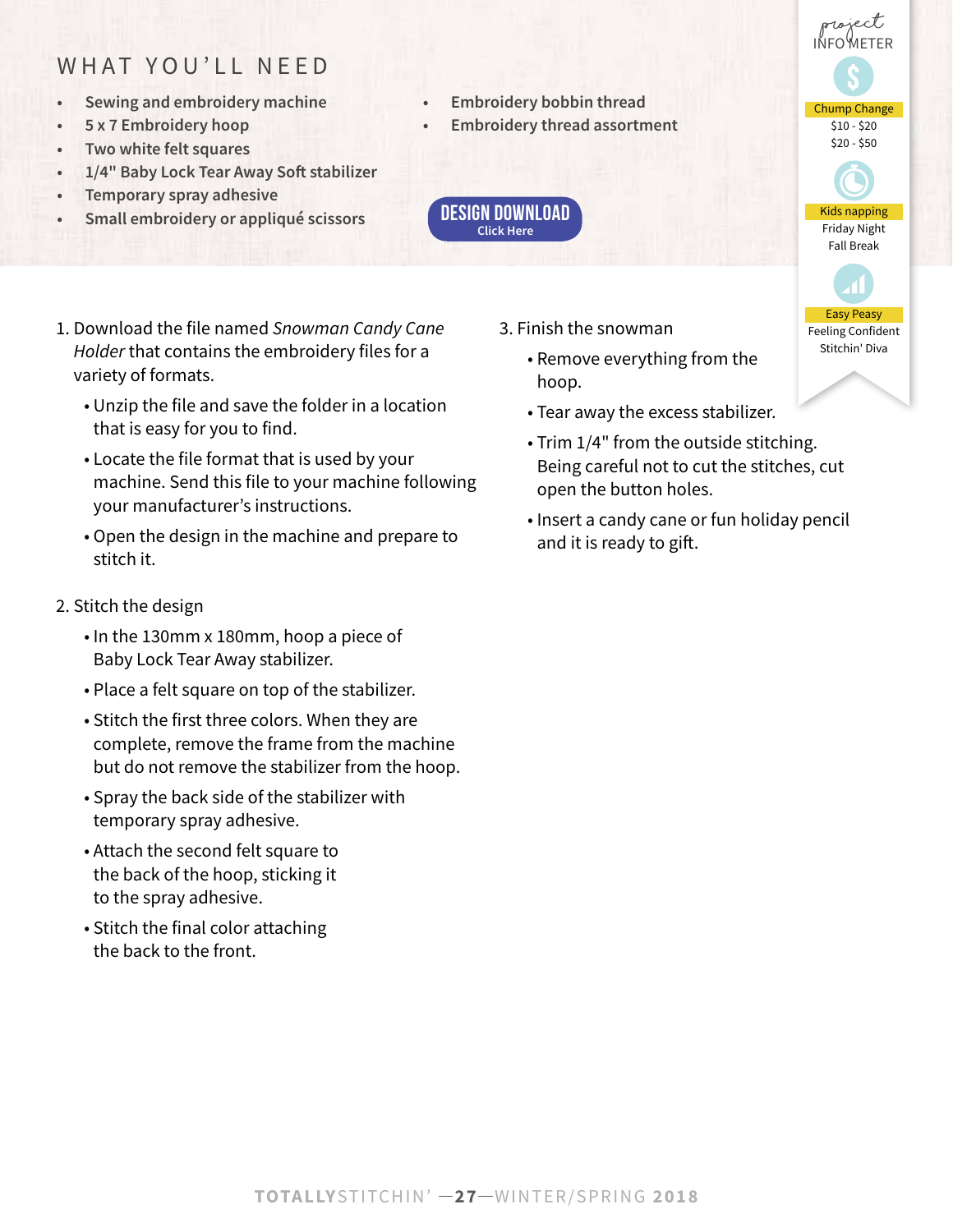## WHAT YOU'LL NEED

- Sewing and embroidery machine
- 5 x 7 Embroidery hoop
- Two white felt squares
- 1/4" Baby Lock Tear Away Soft stabilizer
- Temporary spray adhesive
- Small embroidery or appliqué scissors
- Embroidery bobbin thread
- Embroidery thread assortment

**DESIGN DOWNLOAD**
Click Here

project INFOMETER

Chump Change
$10 - $20
$20 - $50

Kids napping
Friday Night
Fall Break

Easy Peasy
Feeling Confident
Stitchin' Diva

1. Download the file named *Snowman Candy Cane Holder* that contains the embroidery files for a variety of formats.
   - Unzip the file and save the folder in a location that is easy for you to find.
   - Locate the file format that is used by your machine. Send this file to your machine following your manufacturer's instructions.
   - Open the design in the machine and prepare to stitch it.

2. Stitch the design
   - In the 130mm x 180mm, hoop a piece of Baby Lock Tear Away stabilizer.
   - Place a felt square on top of the stabilizer.
   - Stitch the first three colors. When they are complete, remove the frame from the machine but do not remove the stabilizer from the hoop.
   - Spray the back side of the stabilizer with temporary spray adhesive.
   - Attach the second felt square to the back of the hoop, sticking it to the spray adhesive.
   - Stitch the final color attaching the back to the front.

3. Finish the snowman
   - Remove everything from the hoop.
   - Tear away the excess stabilizer.
   - Trim 1/4" from the outside stitching. Being careful not to cut the stitches, cut open the button holes.
   - Insert a candy cane or fun holiday pencil and it is ready to gift.